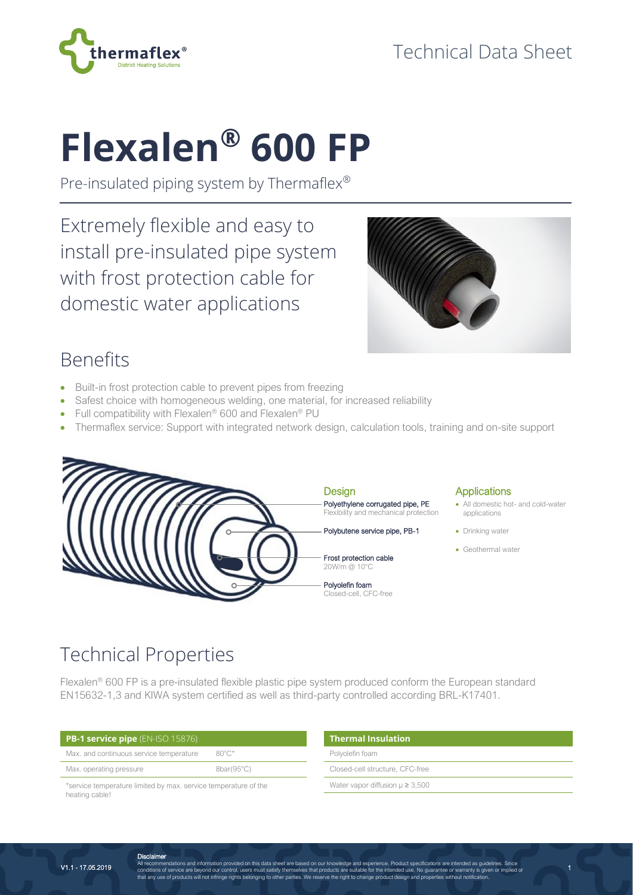Technical Data Sheet

# Flexalen® 600 FP

Pre-insulated piping system by Thermaflex®

Extremely flexible and easy to install pre-insulated pipe system with frost protection cable for domestic water applications

## Benefits

- Built-in frost protection cable to prevent pipes from freezing
- Safest choice with homogeneous welding, one material, for increased reliability
- Full compatibility with Flexalen® 600 and Flexalen® PU
- Thermaflex service: Support with integrated network design, calculation tools, training and on-site support

### Design

**Polyethylene corrugated pipe, PE**
Flexibility and mechanical protection

**Polybutene service pipe, PB-1**

**Frost protection cable**
20W/m @ 10°C

**Polyolefin foam**
Closed-cell, CFC-free

### Applications

- All domestic hot- and cold-water applications
- Drinking water
- Geothermal water

## Technical Properties

Flexalen® 600 FP is a pre-insulated flexible plastic pipe system produced conform the European standard EN15632-1,3 and KIWA system certified as well as third-party controlled according BRL-K17401.

| **PB-1 service pipe** (EN-ISO 15876) | |
|---|---|
| Max. and continuous service temperature | 80°C* |
| Max. operating pressure | 8bar(95°C) |

*service temperature limited by max. service temperature of the heating cable!

| **Thermal Insulation** |
|---|
| Polyolefin foam |
| Closed-cell structure, CFC-free |
| Water vapor diffusion μ ≥ 3,500 |

V1.1 - 17.05.2019

**Disclaimer**
All recommendations and information provided on this data sheet are based on our knowledge and experience. Product specifications are intended as guidelines. Since conditions of service are beyond our control, users must satisfy themselves that products are suitable for the intended use. No guarantee or warranty is given or implied or that any use of products will not infringe rights belonging to other parties. We reserve the right to change product design and properties without notification.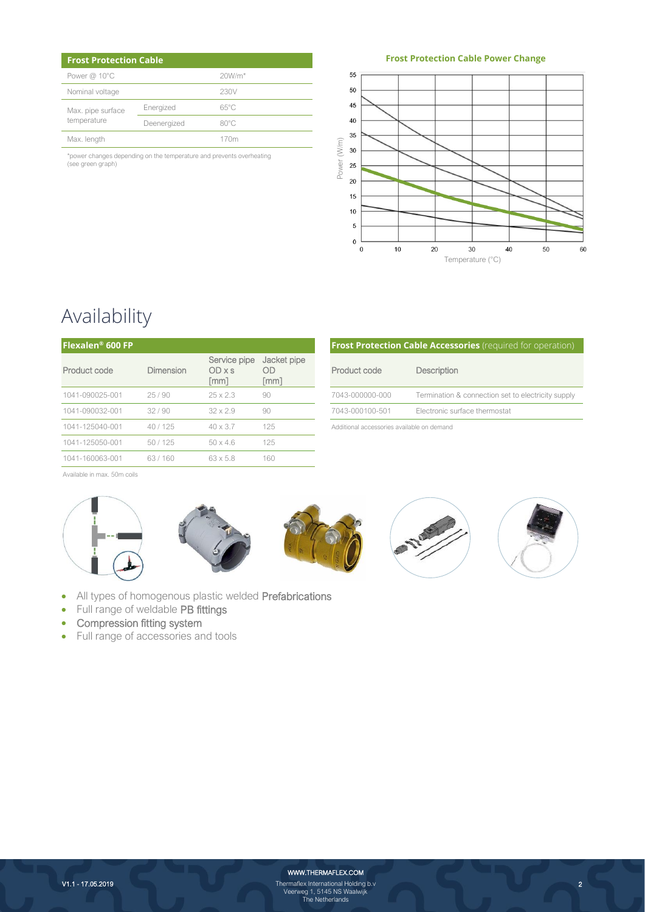## Frost Protection Cable

| | | |
|---|---|---|
| Power @ 10°C | | 20W/m* |
| Nominal voltage | | 230V |
| Max. pipe surface temperature | Energized | 65°C |
| | Deenergized | 80°C |
| Max. length | | 170m |

*power changes depending on the temperature and prevents overheating (see green graph)

**Frost Protection Cable Power Change**

Power (W/m)

55
50
45
40
35
30
25
20
15
10
5
0

0
10
20
30
40
50
60

Temperature (°C)

# Availability

## Flexalen® 600 FP

| Product code | Dimension | Service pipe OD x s [mm] | Jacket pipe OD [mm] |
|---|---|---|---|
| 1041-090025-001 | 25 / 90 | 25 x 2.3 | 90 |
| 1041-090032-001 | 32 / 90 | 32 x 2.9 | 90 |
| 1041-125040-001 | 40 / 125 | 40 x 3.7 | 125 |
| 1041-125050-001 | 50 / 125 | 50 x 4.6 | 125 |
| 1041-160063-001 | 63 / 160 | 63 x 5.8 | 160 |

Available in max. 50m coils

## Frost Protection Cable Accessories (required for operation)

| Product code | Description |
|---|---|
| 7043-000000-000 | Termination & connection set to electricity supply |
| 7043-000100-501 | Electronic surface thermostat |

Additional accessories available on demand

- All types of homogenous plastic welded **Prefabrications**
- Full range of weldable **PB fittings**
- **Compression fitting system**
- Full range of accessories and tools

WWW.THERMAFLEX.COM

V1.1 - 17.05.2019

Thermaflex International Holding b.v
Veerweg 1, 5145 NS Waalwijk
The Netherlands